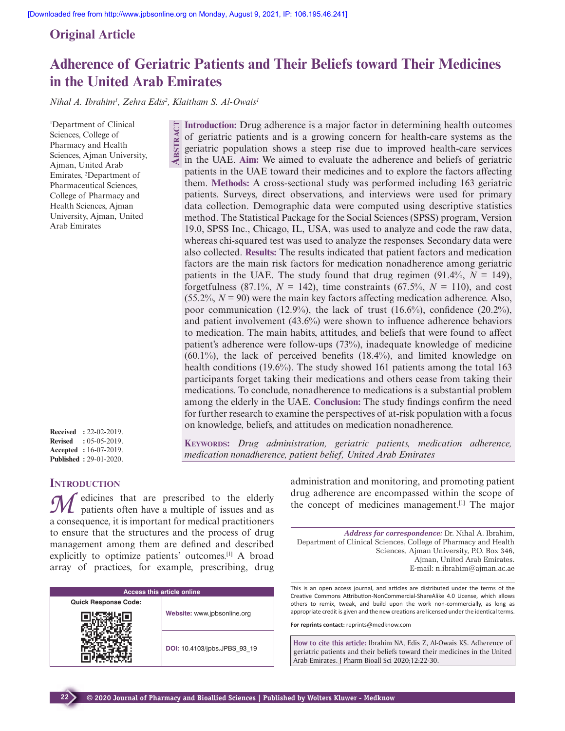Original Article

# Adherence of Geriatric Patients and Their Beliefs toward Their Medicines in the United Arab Emirates

*Nihal A. Ibrahim[1], Zehra Edis[2], Klaitham S. Al-Owais[1]*

[1]Department of Clinical Sciences, College of Pharmacy and Health Sciences, Ajman University, Ajman, United Arab Emirates, [2]Department of Pharmaceutical Sciences, College of Pharmacy and Health Sciences, Ajman University, Ajman, United Arab Emirates

## Abstract

**Introduction:** Drug adherence is a major factor in determining health outcomes of geriatric patients and is a growing concern for health-care systems as the geriatric population shows a steep rise due to improved health-care services in the UAE. **Aim:** We aimed to evaluate the adherence and beliefs of geriatric patients in the UAE toward their medicines and to explore the factors affecting them. **Methods:** A cross-sectional study was performed including 163 geriatric patients. Surveys, direct observations, and interviews were used for primary data collection. Demographic data were computed using descriptive statistics method. The Statistical Package for the Social Sciences (SPSS) program, Version 19.0, SPSS Inc., Chicago, IL, USA, was used to analyze and code the raw data, whereas chi-squared test was used to analyze the responses. Secondary data were also collected. **Results:** The results indicated that patient factors and medication factors are the main risk factors for medication nonadherence among geriatric patients in the UAE. The study found that drug regimen (91.4%, $N$ = 149), forgetfulness (87.1%, $N$ = 142), time constraints (67.5%, $N$ = 110), and cost (55.2%, $N$ = 90) were the main key factors affecting medication adherence. Also, poor communication (12.9%), the lack of trust (16.6%), confidence (20.2%), and patient involvement (43.6%) were shown to influence adherence behaviors to medication. The main habits, attitudes, and beliefs that were found to affect patient's adherence were follow-ups (73%), inadequate knowledge of medicine (60.1%), the lack of perceived benefits (18.4%), and limited knowledge on health conditions (19.6%). The study showed 161 patients among the total 163 participants forget taking their medications and others cease from taking their medications. To conclude, nonadherence to medications is a substantial problem among the elderly in the UAE. **Conclusion:** The study findings confirm the need for further research to examine the perspectives of at-risk population with a focus on knowledge, beliefs, and attitudes on medication nonadherence.

**Keywords:** *Drug administration, geriatric patients, medication adherence, medication nonadherence, patient belief, United Arab Emirates*

**Received** : 22-02-2019.
**Revised** : 05-05-2019.
**Accepted** : 16-07-2019.
**Published** : 29-01-2020.

## Introduction

Medicines that are prescribed to the elderly patients often have a multiple of issues and as a consequence, it is important for medical practitioners to ensure that the structures and the process of drug management among them are defined and described explicitly to optimize patients' outcomes.[1] A broad array of practices, for example, prescribing, drug administration and monitoring, and promoting patient drug adherence are encompassed within the scope of the concept of medicines management.[1] The major

*Address for correspondence:* Dr. Nihal A. Ibrahim, Department of Clinical Sciences, College of Pharmacy and Health Sciences, Ajman University, P.O. Box 346, Ajman, United Arab Emirates. E-mail: n.ibrahim@ajman.ac.ae

| Access this article online | |
|---|---|
| Quick Response Code: | Website: www.jpbsonline.org |
| | DOI: 10.4103/jpbs.JPBS_93_19 |

This is an open access journal, and articles are distributed under the terms of the Creative Commons Attribution-NonCommercial-ShareAlike 4.0 License, which allows others to remix, tweak, and build upon the work non-commercially, as long as appropriate credit is given and the new creations are licensed under the identical terms.

**For reprints contact:** reprints@medknow.com

**How to cite this article:** Ibrahim NA, Edis Z, Al-Owais KS. Adherence of geriatric patients and their beliefs toward their medicines in the United Arab Emirates. J Pharm Bioall Sci 2020;12:22-30.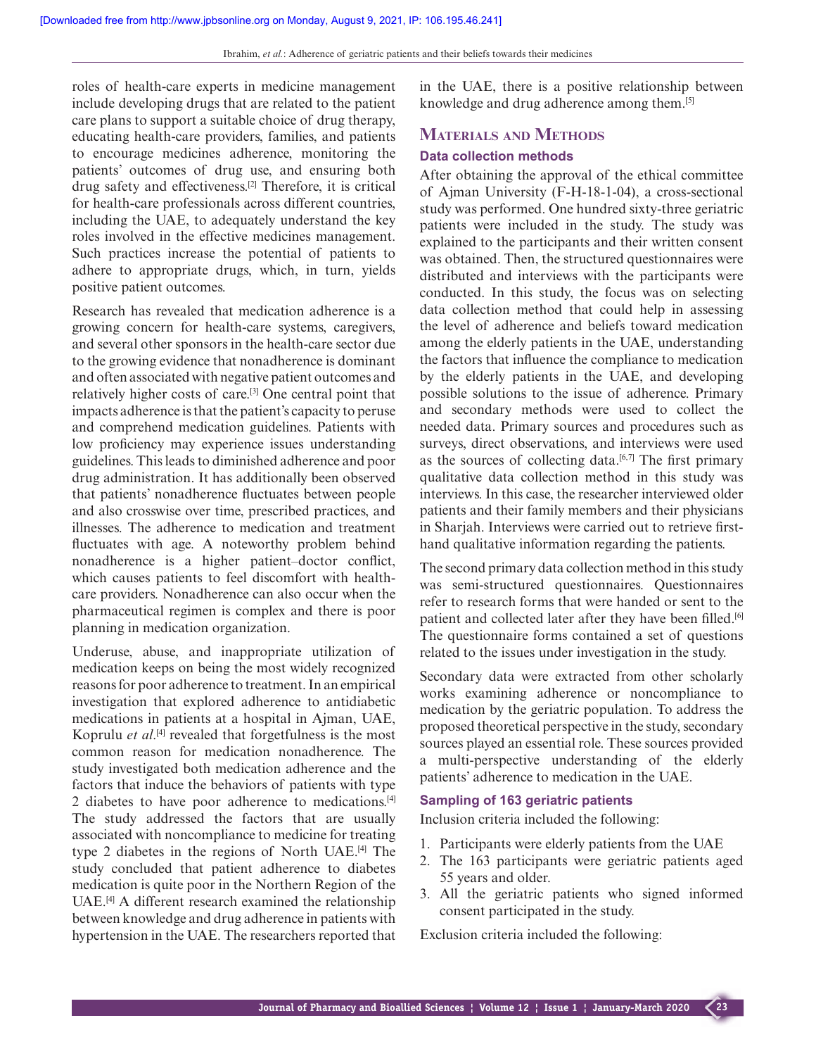roles of health-care experts in medicine management include developing drugs that are related to the patient care plans to support a suitable choice of drug therapy, educating health-care providers, families, and patients to encourage medicines adherence, monitoring the patients' outcomes of drug use, and ensuring both drug safety and effectiveness.[2] Therefore, it is critical for health-care professionals across different countries, including the UAE, to adequately understand the key roles involved in the effective medicines management. Such practices increase the potential of patients to adhere to appropriate drugs, which, in turn, yields positive patient outcomes.

Research has revealed that medication adherence is a growing concern for health-care systems, caregivers, and several other sponsors in the health-care sector due to the growing evidence that nonadherence is dominant and often associated with negative patient outcomes and relatively higher costs of care.[3] One central point that impacts adherence is that the patient's capacity to peruse and comprehend medication guidelines. Patients with low proficiency may experience issues understanding guidelines. This leads to diminished adherence and poor drug administration. It has additionally been observed that patients' nonadherence fluctuates between people and also crosswise over time, prescribed practices, and illnesses. The adherence to medication and treatment fluctuates with age. A noteworthy problem behind nonadherence is a higher patient–doctor conflict, which causes patients to feel discomfort with health-care providers. Nonadherence can also occur when the pharmaceutical regimen is complex and there is poor planning in medication organization.

Underuse, abuse, and inappropriate utilization of medication keeps on being the most widely recognized reasons for poor adherence to treatment. In an empirical investigation that explored adherence to antidiabetic medications in patients at a hospital in Ajman, UAE, Koprulu *et al*.[4] revealed that forgetfulness is the most common reason for medication nonadherence. The study investigated both medication adherence and the factors that induce the behaviors of patients with type 2 diabetes to have poor adherence to medications.[4] The study addressed the factors that are usually associated with noncompliance to medicine for treating type 2 diabetes in the regions of North UAE.[4] The study concluded that patient adherence to diabetes medication is quite poor in the Northern Region of the UAE.[4] A different research examined the relationship between knowledge and drug adherence in patients with hypertension in the UAE. The researchers reported that in the UAE, there is a positive relationship between knowledge and drug adherence among them.[5]

## Materials and Methods

### Data collection methods

After obtaining the approval of the ethical committee of Ajman University (F-H-18-1-04), a cross-sectional study was performed. One hundred sixty-three geriatric patients were included in the study. The study was explained to the participants and their written consent was obtained. Then, the structured questionnaires were distributed and interviews with the participants were conducted. In this study, the focus was on selecting data collection method that could help in assessing the level of adherence and beliefs toward medication among the elderly patients in the UAE, understanding the factors that influence the compliance to medication by the elderly patients in the UAE, and developing possible solutions to the issue of adherence. Primary and secondary methods were used to collect the needed data. Primary sources and procedures such as surveys, direct observations, and interviews were used as the sources of collecting data.[6,7] The first primary qualitative data collection method in this study was interviews. In this case, the researcher interviewed older patients and their family members and their physicians in Sharjah. Interviews were carried out to retrieve first-hand qualitative information regarding the patients.

The second primary data collection method in this study was semi-structured questionnaires. Questionnaires refer to research forms that were handed or sent to the patient and collected later after they have been filled.[6] The questionnaire forms contained a set of questions related to the issues under investigation in the study.

Secondary data were extracted from other scholarly works examining adherence or noncompliance to medication by the geriatric population. To address the proposed theoretical perspective in the study, secondary sources played an essential role. These sources provided a multi-perspective understanding of the elderly patients' adherence to medication in the UAE.

### Sampling of 163 geriatric patients

Inclusion criteria included the following:

1. Participants were elderly patients from the UAE
2. The 163 participants were geriatric patients aged 55 years and older.
3. All the geriatric patients who signed informed consent participated in the study.

Exclusion criteria included the following: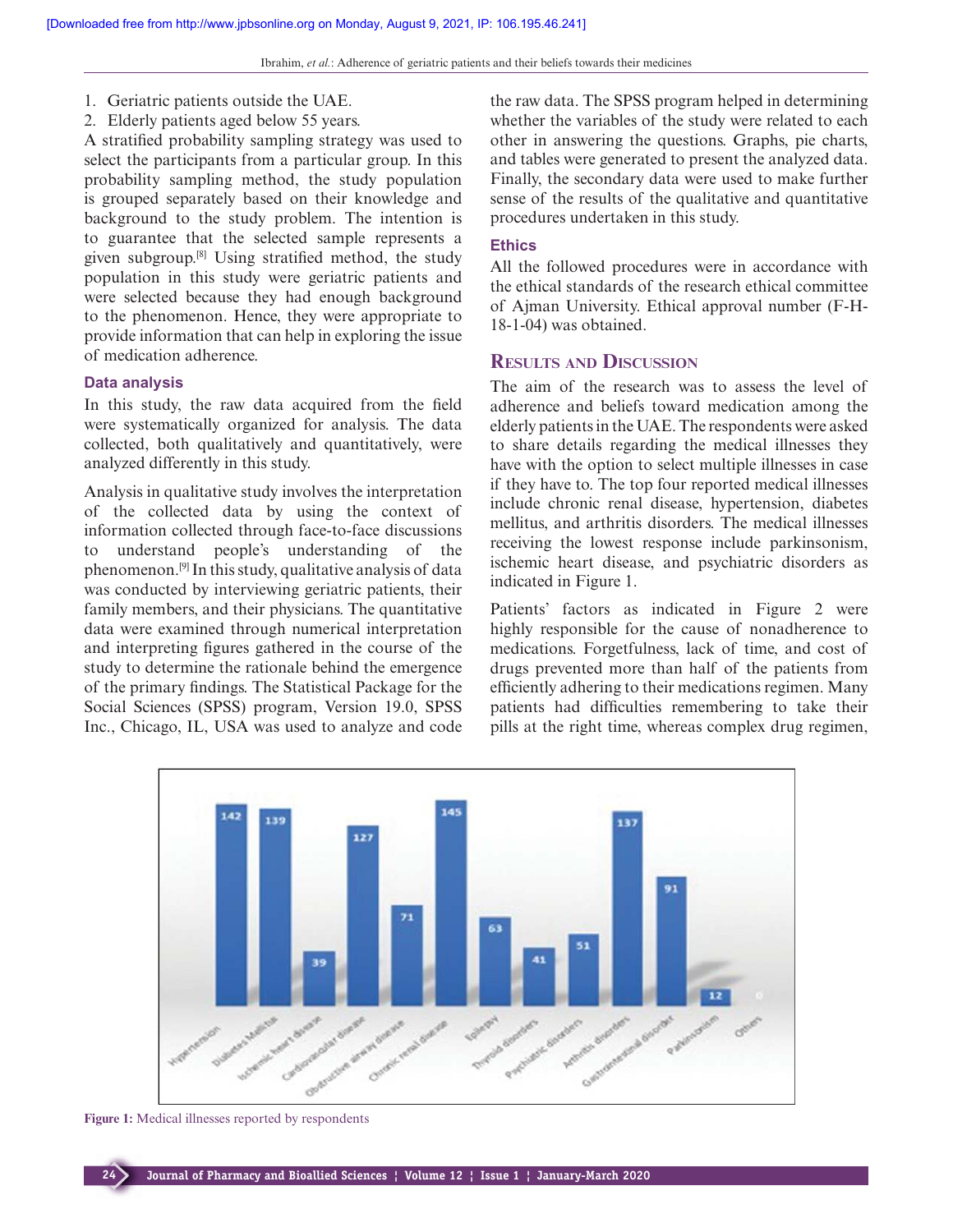1. Geriatric patients outside the UAE.
2. Elderly patients aged below 55 years.

A stratified probability sampling strategy was used to select the participants from a particular group. In this probability sampling method, the study population is grouped separately based on their knowledge and background to the study problem. The intention is to guarantee that the selected sample represents a given subgroup.[8] Using stratified method, the study population in this study were geriatric patients and were selected because they had enough background to the phenomenon. Hence, they were appropriate to provide information that can help in exploring the issue of medication adherence.

### Data analysis

In this study, the raw data acquired from the field were systematically organized for analysis. The data collected, both qualitatively and quantitatively, were analyzed differently in this study.

Analysis in qualitative study involves the interpretation of the collected data by using the context of information collected through face-to-face discussions to understand people's understanding of the phenomenon.[9] In this study, qualitative analysis of data was conducted by interviewing geriatric patients, their family members, and their physicians. The quantitative data were examined through numerical interpretation and interpreting figures gathered in the course of the study to determine the rationale behind the emergence of the primary findings. The Statistical Package for the Social Sciences (SPSS) program, Version 19.0, SPSS Inc., Chicago, IL, USA was used to analyze and code the raw data. The SPSS program helped in determining whether the variables of the study were related to each other in answering the questions. Graphs, pie charts, and tables were generated to present the analyzed data. Finally, the secondary data were used to make further sense of the results of the qualitative and quantitative procedures undertaken in this study.

### Ethics

All the followed procedures were in accordance with the ethical standards of the research ethical committee of Ajman University. Ethical approval number (F-H-18-1-04) was obtained.

## Results and Discussion

The aim of the research was to assess the level of adherence and beliefs toward medication among the elderly patients in the UAE. The respondents were asked to share details regarding the medical illnesses they have with the option to select multiple illnesses in case if they have to. The top four reported medical illnesses include chronic renal disease, hypertension, diabetes mellitus, and arthritis disorders. The medical illnesses receiving the lowest response include parkinsonism, ischemic heart disease, and psychiatric disorders as indicated in Figure 1.

Patients' factors as indicated in Figure 2 were highly responsible for the cause of nonadherence to medications. Forgetfulness, lack of time, and cost of drugs prevented more than half of the patients from efficiently adhering to their medications regimen. Many patients had difficulties remembering to take their pills at the right time, whereas complex drug regimen,

| Illness | Number |
|---|---|
| Hypertension | 142 |
| Diabetes Mellitus | 139 |
| Ischemic heart disease | 39 |
| Cardiovascular disease | 127 |
| Obstructive airway disease | 71 |
| Chronic renal disease | 145 |
| Epilepsy | 63 |
| Thyroid disorders | 41 |
| Psychiatric disorders | 51 |
| Arthritis disorders | 137 |
| Gastrointestinal disorder | 91 |
| Parkinsonism | 12 |
| Others | 0 |

**Figure 1:** Medical illnesses reported by respondents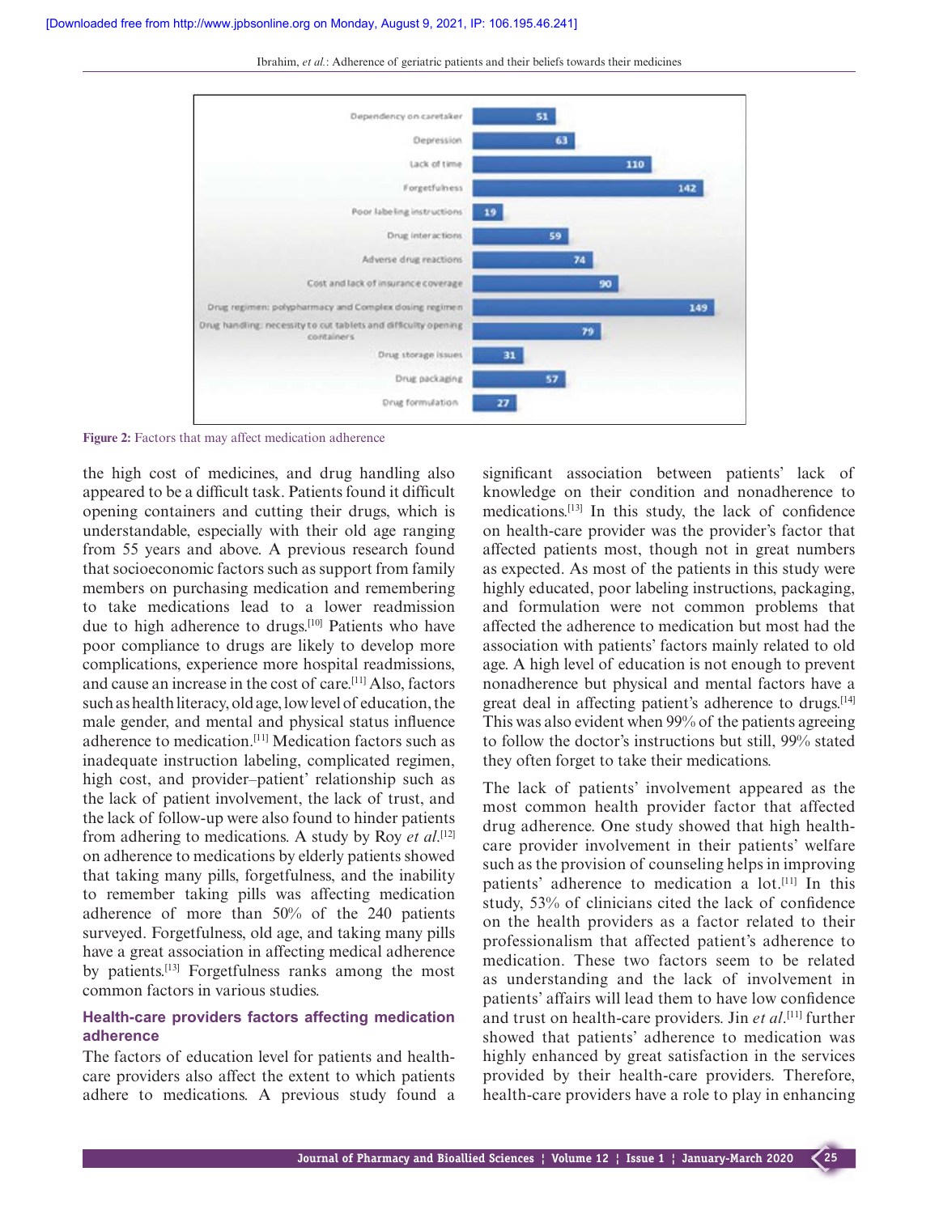Figure 2: Factors that may affect medication adherence

the high cost of medicines, and drug handling also appeared to be a difficult task. Patients found it difficult opening containers and cutting their drugs, which is understandable, especially with their old age ranging from 55 years and above. A previous research found that socioeconomic factors such as support from family members on purchasing medication and remembering to take medications lead to a lower readmission due to high adherence to drugs.[10] Patients who have poor compliance to drugs are likely to develop more complications, experience more hospital readmissions, and cause an increase in the cost of care.[11] Also, factors such as health literacy, old age, low level of education, the male gender, and mental and physical status influence adherence to medication.[11] Medication factors such as inadequate instruction labeling, complicated regimen, high cost, and provider–patient' relationship such as the lack of patient involvement, the lack of trust, and the lack of follow-up were also found to hinder patients from adhering to medications. A study by Roy *et al*.[12] on adherence to medications by elderly patients showed that taking many pills, forgetfulness, and the inability to remember taking pills was affecting medication adherence of more than 50% of the 240 patients surveyed. Forgetfulness, old age, and taking many pills have a great association in affecting medical adherence by patients.[13] Forgetfulness ranks among the most common factors in various studies.

## Health-care providers factors affecting medication adherence

The factors of education level for patients and health-care providers also affect the extent to which patients adhere to medications. A previous study found a significant association between patients' lack of knowledge on their condition and nonadherence to medications.[13] In this study, the lack of confidence on health-care provider was the provider's factor that affected patients most, though not in great numbers as expected. As most of the patients in this study were highly educated, poor labeling instructions, packaging, and formulation were not common problems that affected the adherence to medication but most had the association with patients' factors mainly related to old age. A high level of education is not enough to prevent nonadherence but physical and mental factors have a great deal in affecting patient's adherence to drugs.[14] This was also evident when 99% of the patients agreeing to follow the doctor's instructions but still, 99% stated they often forget to take their medications.

The lack of patients' involvement appeared as the most common health provider factor that affected drug adherence. One study showed that high health-care provider involvement in their patients' welfare such as the provision of counseling helps in improving patients' adherence to medication a lot.[11] In this study, 53% of clinicians cited the lack of confidence on the health providers as a factor related to their professionalism that affected patient's adherence to medication. These two factors seem to be related as understanding and the lack of involvement in patients' affairs will lead them to have low confidence and trust on health-care providers. Jin *et al*.[11] further showed that patients' adherence to medication was highly enhanced by great satisfaction in the services provided by their health-care providers. Therefore, health-care providers have a role to play in enhancing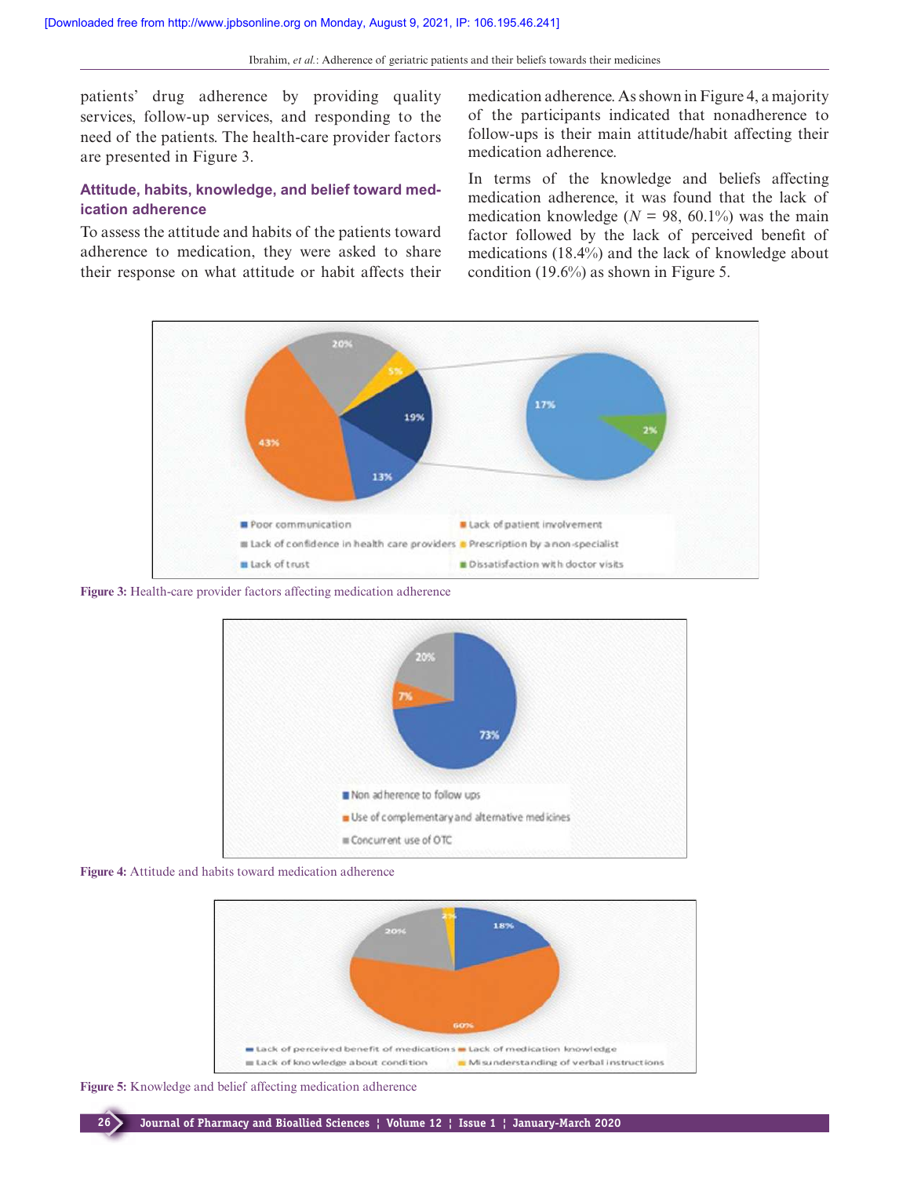patients' drug adherence by providing quality services, follow-up services, and responding to the need of the patients. The health-care provider factors are presented in Figure 3.

### Attitude, habits, knowledge, and belief toward medication adherence

To assess the attitude and habits of the patients toward adherence to medication, they were asked to share their response on what attitude or habit affects their medication adherence. As shown in Figure 4, a majority of the participants indicated that nonadherence to follow-ups is their main attitude/habit affecting their medication adherence.

In terms of the knowledge and beliefs affecting medication adherence, it was found that the lack of medication knowledge ($N$ = 98, 60.1%) was the main factor followed by the lack of perceived benefit of medications (18.4%) and the lack of knowledge about condition (19.6%) as shown in Figure 5.

**Figure 3:** Health-care provider factors affecting medication adherence

**Figure 4:** Attitude and habits toward medication adherence

**Figure 5:** Knowledge and belief affecting medication adherence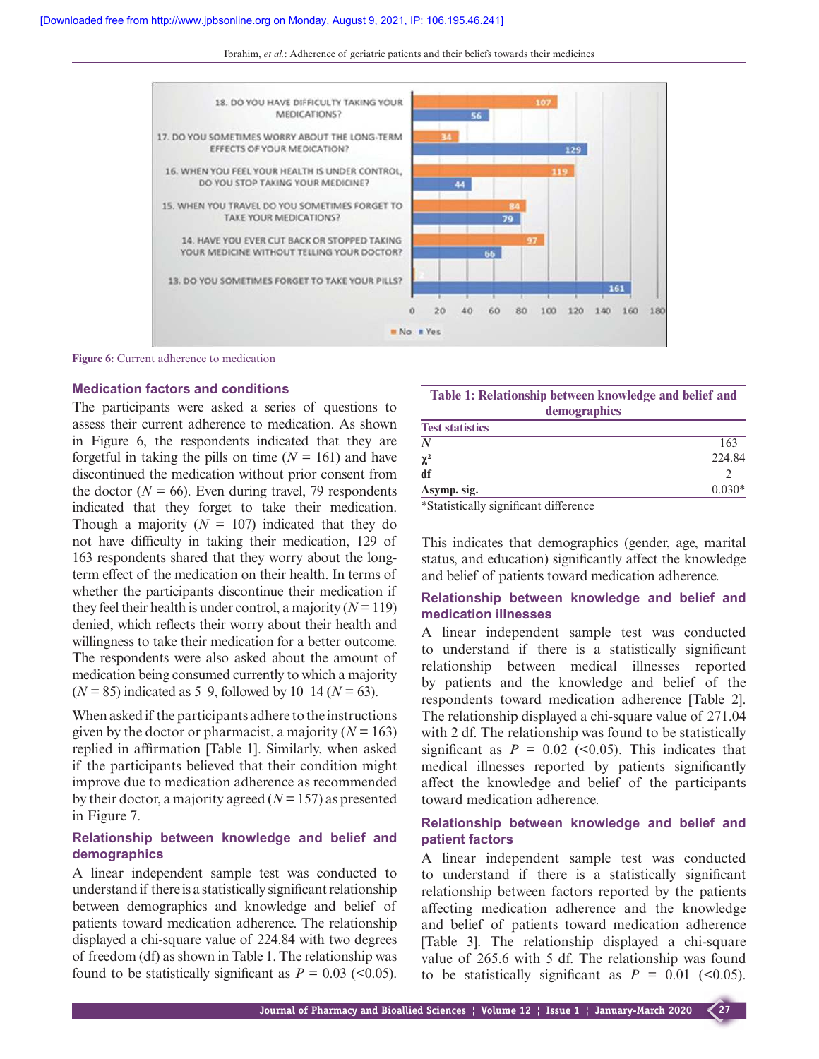Figure 6: Current adherence to medication

### Medication factors and conditions

The participants were asked a series of questions to assess their current adherence to medication. As shown in Figure 6, the respondents shared that they are forgetful in taking the pills on time ($N$ = 161) and have discontinued the medication without prior consent from the doctor ($N$ = 66). Even during travel, 79 respondents indicated that they forget to take their medication. Though a majority ($N$ = 107) indicated that they do not have difficulty in taking their medication, 129 of 163 respondents shared that they worry about the long-term effect of the medication on their health. In terms of whether the participants discontinue their medication if they feel their health is under control, a majority ($N$ = 119) denied, which reflects their worry about their health and willingness to take their medication for a better outcome. The respondents were also asked about the amount of medication being consumed currently to which a majority ($N$ = 85) indicated as 5–9, followed by 10–14 ($N$ = 63).

When asked if the participants adhere to the instructions given by the doctor or pharmacist, a majority ($N$ = 163) replied in affirmation [Table 1]. Similarly, when asked if the participants believed that their condition might improve due to medication adherence as recommended by their doctor, a majority agreed ($N$ = 157) as presented in Figure 7.

### Relationship between knowledge and belief and demographics

A linear independent sample test was conducted to understand if there is a statistically significant relationship between demographics and knowledge and belief of patients toward medication adherence. The relationship displayed a chi-square value of 224.84 with two degrees of freedom (df) as shown in Table 1. The relationship was found to be statistically significant as $P$ = 0.03 (<0.05).

**Table 1: Relationship between knowledge and belief and demographics**

| Test statistics | |
|---|---|
| $N$ | 163 |
| $\chi^2$ | 224.84 |
| df | 2 |
| Asymp. sig. | 0.030* |

*Statistically significant difference

This indicates that demographics (gender, age, marital status, and education) significantly affect the knowledge and belief of patients toward medication adherence.

### Relationship between knowledge and belief and medication illnesses

A linear independent sample test was conducted to understand if there is a statistically significant relationship between medical illnesses reported by patients and the knowledge and belief of the respondents toward medication adherence [Table 2]. The relationship displayed a chi-square value of 271.04 with 2 df. The relationship was found to be statistically significant as $P$ = 0.02 (<0.05). This indicates that medical illnesses reported by patients significantly affect the knowledge and belief of the participants toward medication adherence.

### Relationship between knowledge and belief and patient factors

A linear independent sample test was conducted to understand if there is a statistically significant relationship between factors reported by the patients affecting medication adherence and the knowledge and belief of patients toward medication adherence [Table 3]. The relationship displayed a chi-square value of 265.6 with 5 df. The relationship was found to be statistically significant as $P$ = 0.01 (<0.05).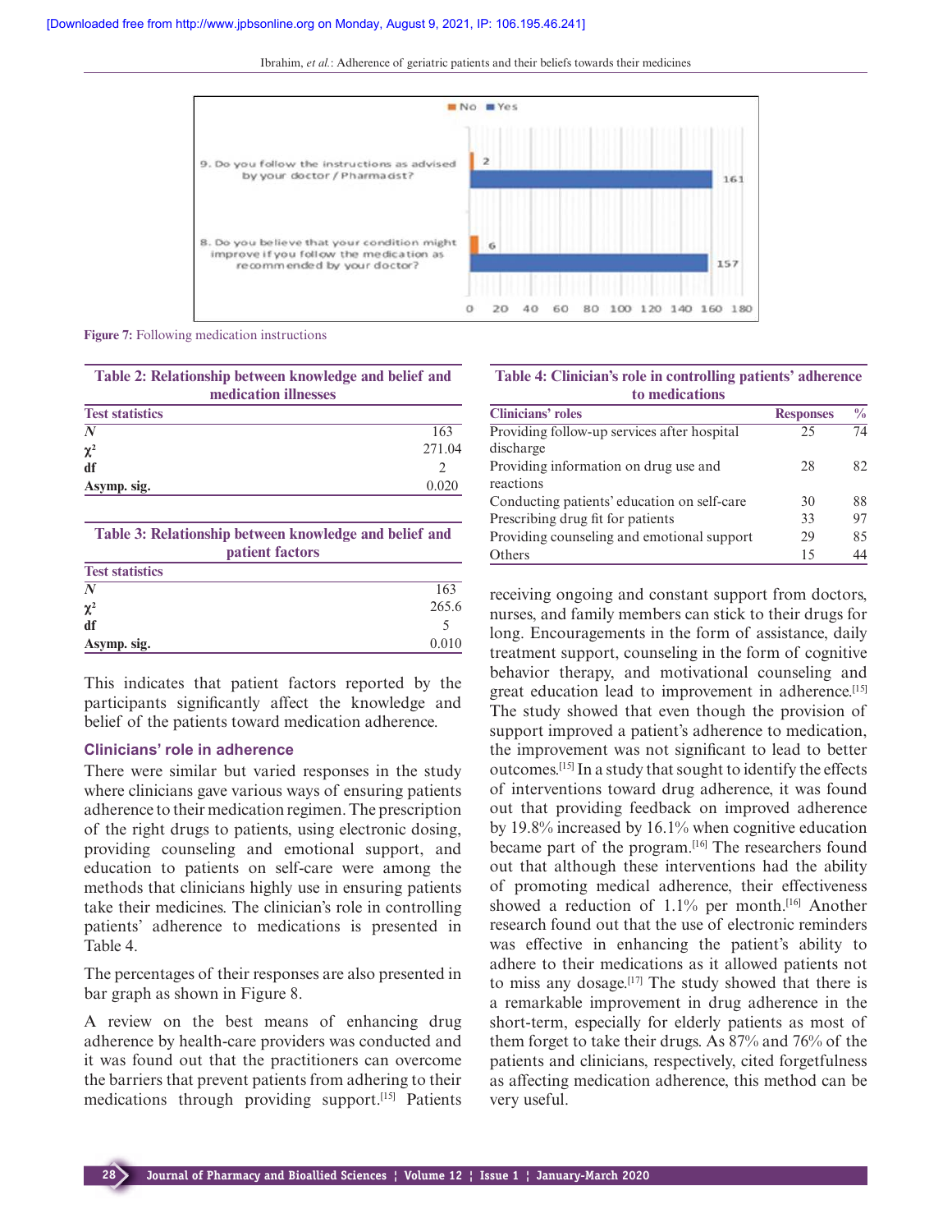Figure 7: Following medication instructions

**Table 2: Relationship between knowledge and belief and medication illnesses**

| Test statistics | |
|---|---|
| *N* | 163 |
| $\chi^2$ | 271.04 |
| df | 2 |
| Asymp. sig. | 0.020 |

**Table 3: Relationship between knowledge and belief and patient factors**

| Test statistics | |
|---|---|
| *N* | 163 |
| $\chi^2$ | 265.6 |
| df | 5 |
| Asymp. sig. | 0.010 |

This indicates that patient factors reported by the participants significantly affect the knowledge and belief of the patients toward medication adherence.

### Clinicians' role in adherence

There were similar but varied responses in the study where clinicians gave various ways of ensuring patients adherence to their medication regimen. The prescription of the right drugs to patients, using electronic dosing, providing counseling and emotional support, and education to patients on self-care were among the methods that clinicians highly use in ensuring patients take their medicines. The clinician's role in controlling patients' adherence to medications is presented in Table 4.

The percentages of their responses are also presented in bar graph as shown in Figure 8.

A review on the best means of enhancing drug adherence by health-care providers was conducted and it was found out that the practitioners can overcome the barriers that prevent patients from adhering to their medications through providing support.[15] Patients receiving ongoing and constant support from doctors, nurses, and family members can stick to their drugs for long. Encouragements in the form of assistance, daily treatment support, counseling in the form of cognitive behavior therapy, and motivational counseling and great education lead to improvement in adherence.[15] The study showed that even though the provision of support improved a patient's adherence to medication, the improvement was not significant to lead to better outcomes.[15] In a study that sought to identify the effects of interventions toward drug adherence, it was found out that providing feedback on improved adherence by 19.8% increased by 16.1% when cognitive education became part of the program.[16] The researchers found out that although these interventions had the ability of promoting medical adherence, their effectiveness showed a reduction of 1.1% per month.[16] Another research found out that the use of electronic reminders was effective in enhancing the patient's ability to adhere to their medications as it allowed patients not to miss any dosage.[17] The study showed that there is a remarkable improvement in drug adherence in the short-term, especially for elderly patients as most of them forget to take their drugs. As 87% and 76% of the patients and clinicians, respectively, cited forgetfulness as affecting medication adherence, this method can be very useful.

**Table 4: Clinician's role in controlling patients' adherence to medications**

| Clinicians' roles | Responses | % |
|---|---|---|
| Providing follow-up services after hospital discharge | 25 | 74 |
| Providing information on drug use and reactions | 28 | 82 |
| Conducting patients' education on self-care | 30 | 88 |
| Prescribing drug fit for patients | 33 | 97 |
| Providing counseling and emotional support | 29 | 85 |
| Others | 15 | 44 |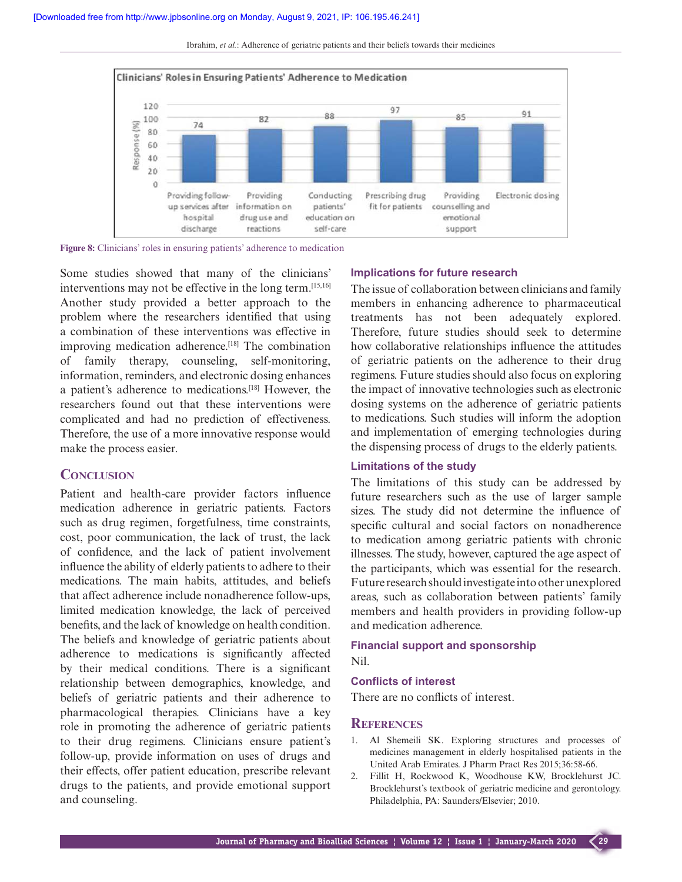Figure 8: Clinicians' roles in ensuring patients' adherence to medication

Some studies showed that many of the clinicians' interventions may not be effective in the long term.[15,16] Another study provided a better approach to the problem where the researchers identified that using a combination of these interventions was effective in improving medication adherence.[18] The combination of family therapy, counseling, self-monitoring, information, reminders, and electronic dosing enhances a patient's adherence to medications.[18] However, the researchers found out that these interventions were complicated and had no prediction of effectiveness. Therefore, the use of a more innovative response would make the process easier.

## Conclusion

Patient and health-care provider factors influence medication adherence in geriatric patients. Factors such as drug regimen, forgetfulness, time constraints, cost, poor communication, the lack of trust, the lack of confidence, and the lack of patient involvement influence the ability of elderly patients to adhere to their medications. The main habits, attitudes, and beliefs that affect adherence include nonadherence follow-ups, limited medication knowledge, the lack of perceived benefits, and the lack of knowledge on health condition. The beliefs and knowledge of geriatric patients about adherence to medications is significantly affected by their medical conditions. There is a significant relationship between demographics, knowledge, and beliefs of geriatric patients and their adherence to pharmacological therapies. Clinicians have a key role in promoting the adherence of geriatric patients to their drug regimens. Clinicians ensure patient's follow-up, provide information on uses of drugs and their effects, offer patient education, prescribe relevant drugs to the patients, and provide emotional support and counseling.

### Implications for future research

The issue of collaboration between clinicians and family members in enhancing adherence to pharmaceutical treatments has not been adequately explored. Therefore, future studies should seek to determine how collaborative relationships influence the attitudes of geriatric patients on the adherence to their drug regimens. Future studies should also focus on exploring the impact of innovative technologies such as electronic dosing systems on the adherence of geriatric patients to medications. Such studies will inform the adoption and implementation of emerging technologies during the dispensing process of drugs to the elderly patients.

### Limitations of the study

The limitations of this study can be addressed by future researchers such as the use of larger sample sizes. The study did not determine the influence of specific cultural and social factors on nonadherence to medication among geriatric patients with chronic illnesses. The study, however, captured the age aspect of the participants, which was essential for the research. Future research should investigate into other unexplored areas, such as collaboration between patients' family members and health providers in providing follow-up and medication adherence.

### Financial support and sponsorship

Nil.

### Conflicts of interest

There are no conflicts of interest.

## References

1. Al Shemeili SK. Exploring structures and processes of medicines management in elderly hospitalised patients in the United Arab Emirates. J Pharm Pract Res 2015;36:58-66.
2. Fillit H, Rockwood K, Woodhouse KW, Brocklehurst JC. Brocklehurst's textbook of geriatric medicine and gerontology. Philadelphia, PA: Saunders/Elsevier; 2010.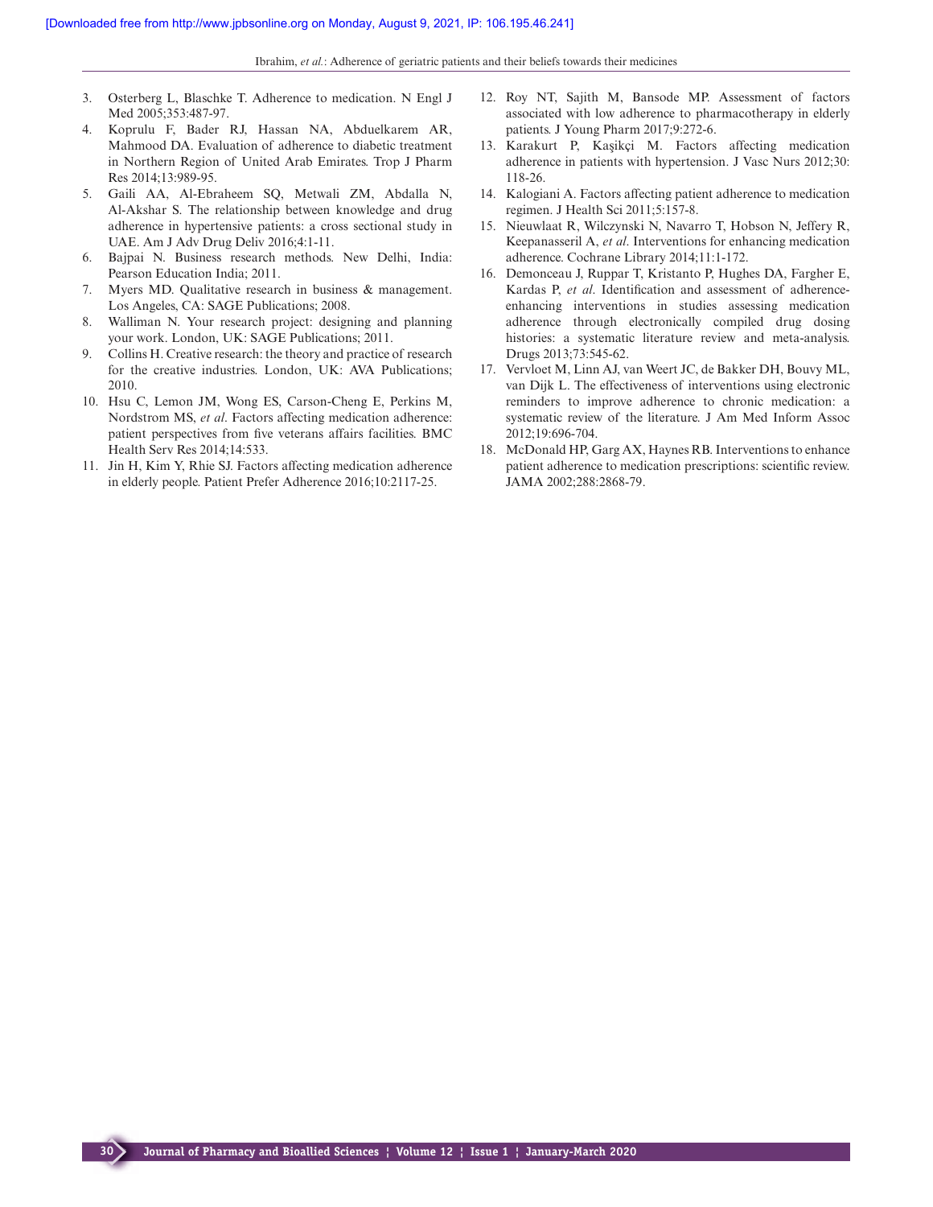3. Osterberg L, Blaschke T. Adherence to medication. N Engl J Med 2005;353:487-97.
4. Koprulu F, Bader RJ, Hassan NA, Abduelkarem AR, Mahmood DA. Evaluation of adherence to diabetic treatment in Northern Region of United Arab Emirates. Trop J Pharm Res 2014;13:989-95.
5. Gaili AA, Al-Ebraheem SQ, Metwali ZM, Abdalla N, Al-Akshar S. The relationship between knowledge and drug adherence in hypertensive patients: a cross sectional study in UAE. Am J Adv Drug Deliv 2016;4:1-11.
6. Bajpai N. Business research methods. New Delhi, India: Pearson Education India; 2011.
7. Myers MD. Qualitative research in business & management. Los Angeles, CA: SAGE Publications; 2008.
8. Walliman N. Your research project: designing and planning your work. London, UK: SAGE Publications; 2011.
9. Collins H. Creative research: the theory and practice of research for the creative industries. London, UK: AVA Publications; 2010.
10. Hsu C, Lemon JM, Wong ES, Carson-Cheng E, Perkins M, Nordstrom MS, *et al*. Factors affecting medication adherence: patient perspectives from five veterans affairs facilities. BMC Health Serv Res 2014;14:533.
11. Jin H, Kim Y, Rhie SJ. Factors affecting medication adherence in elderly people. Patient Prefer Adherence 2016;10:2117-25.
12. Roy NT, Sajith M, Bansode MP. Assessment of factors associated with low adherence to pharmacotherapy in elderly patients. J Young Pharm 2017;9:272-6.
13. Karakurt P, Kaşikçi M. Factors affecting medication adherence in patients with hypertension. J Vasc Nurs 2012;30:118-26.
14. Kalogiani A. Factors affecting patient adherence to medication regimen. J Health Sci 2011;5:157-8.
15. Nieuwlaat R, Wilczynski N, Navarro T, Hobson N, Jeffery R, Keepanasseril A, *et al*. Interventions for enhancing medication adherence. Cochrane Library 2014;11:1-172.
16. Demonceau J, Ruppar T, Kristanto P, Hughes DA, Fargher E, Kardas P, *et al*. Identification and assessment of adherence-enhancing interventions in studies assessing medication adherence through electronically compiled drug dosing histories: a systematic literature review and meta-analysis. Drugs 2013;73:545-62.
17. Vervloet M, Linn AJ, van Weert JC, de Bakker DH, Bouvy ML, van Dijk L. The effectiveness of interventions using electronic reminders to improve adherence to chronic medication: a systematic review of the literature. J Am Med Inform Assoc 2012;19:696-704.
18. McDonald HP, Garg AX, Haynes RB. Interventions to enhance patient adherence to medication prescriptions: scientific review. JAMA 2002;288:2868-79.